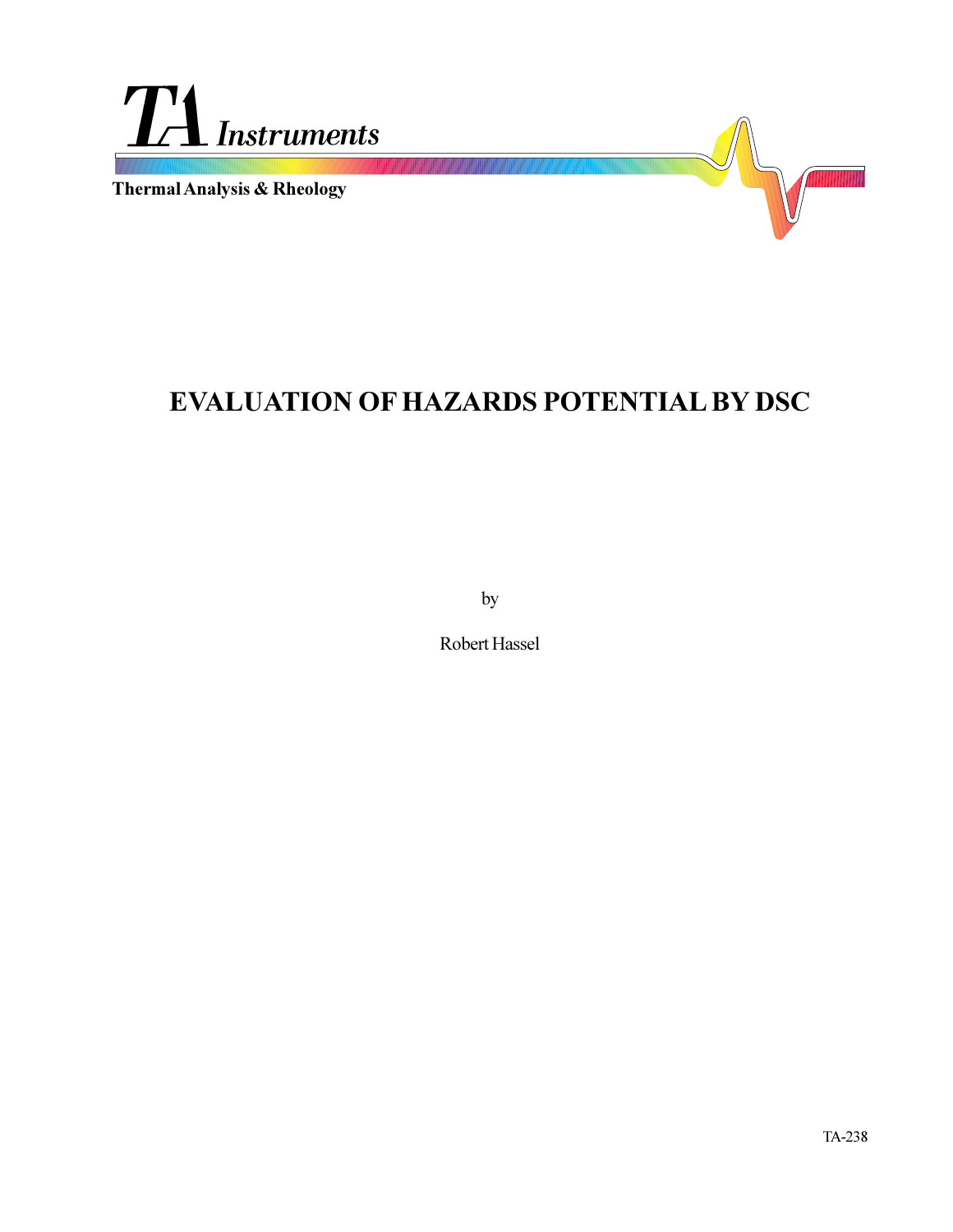TA Instruments

Thermal Analysis & Rheology

# EVALUATION OF HAZARDS POTENTIAL BY DSC

by

Robert Hassel

TA-238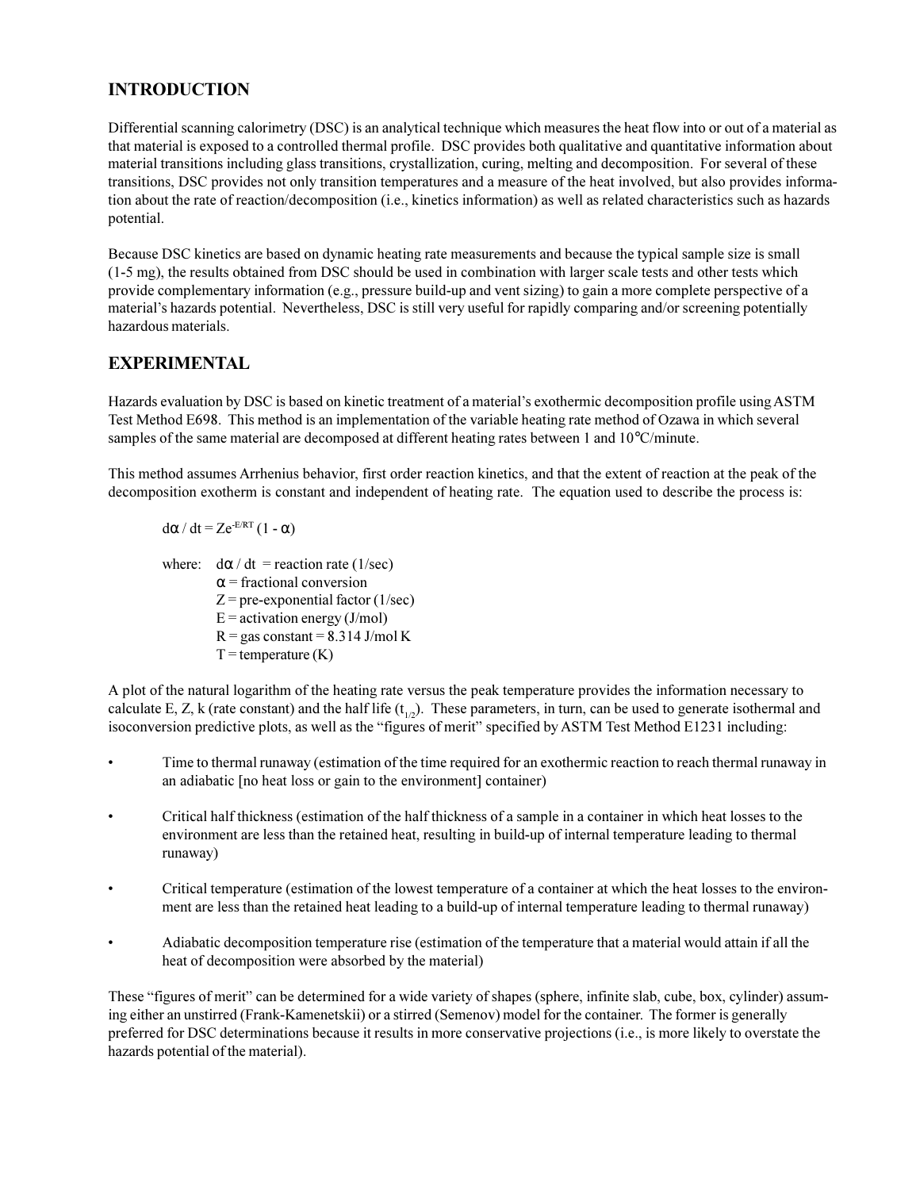## INTRODUCTION

Differential scanning calorimetry (DSC) is an analytical technique which measures the heat flow into or out of a material as that material is exposed to a controlled thermal profile. DSC provides both qualitative and quantitative information about material transitions including glass transitions, crystallization, curing, melting and decomposition. For several of these transitions, DSC provides not only transition temperatures and a measure of the heat involved, but also provides information about the rate of reaction/decomposition (i.e., kinetics information) as well as related characteristics such as hazards potential.

Because DSC kinetics are based on dynamic heating rate measurements and because the typical sample size is small (1-5 mg), the results obtained from DSC should be used in combination with larger scale tests and other tests which provide complementary information (e.g., pressure build-up and vent sizing) to gain a more complete perspective of a material's hazards potential. Nevertheless, DSC is still very useful for rapidly comparing and/or screening potentially hazardous materials.

## EXPERIMENTAL

Hazards evaluation by DSC is based on kinetic treatment of a material's exothermic decomposition profile using ASTM Test Method E698. This method is an implementation of the variable heating rate method of Ozawa in which several samples of the same material are decomposed at different heating rates between 1 and 10°C/minute.

This method assumes Arrhenius behavior, first order reaction kinetics, and that the extent of reaction at the peak of the decomposition exotherm is constant and independent of heating rate. The equation used to describe the process is:

$$d\alpha / dt = Ze^{-E/RT} (1 - \alpha)$$

where:
- $d\alpha / dt$ = reaction rate (1/sec)
- $\alpha$ = fractional conversion
- $Z$ = pre-exponential factor (1/sec)
- $E$ = activation energy (J/mol)
- $R$ = gas constant = 8.314 J/mol K
- $T$ = temperature (K)

A plot of the natural logarithm of the heating rate versus the peak temperature provides the information necessary to calculate E, Z, k (rate constant) and the half life ($t_{1/2}$). These parameters, in turn, can be used to generate isothermal and isoconversion predictive plots, as well as the "figures of merit" specified by ASTM Test Method E1231 including:

- Time to thermal runaway (estimation of the time required for an exothermic reaction to reach thermal runaway in an adiabatic [no heat loss or gain to the environment] container)
- Critical half thickness (estimation of the half thickness of a sample in a container in which heat losses to the environment are less than the retained heat, resulting in build-up of internal temperature leading to thermal runaway)
- Critical temperature (estimation of the lowest temperature of a container at which the heat losses to the environment are less than the retained heat leading to a build-up of internal temperature leading to thermal runaway)
- Adiabatic decomposition temperature rise (estimation of the temperature that a material would attain if all the heat of decomposition were absorbed by the material)

These "figures of merit" can be determined for a wide variety of shapes (sphere, infinite slab, cube, box, cylinder) assuming either an unstirred (Frank-Kamenetskii) or a stirred (Semenov) model for the container. The former is generally preferred for DSC determinations because it results in more conservative projections (i.e., is more likely to overstate the hazards potential of the material).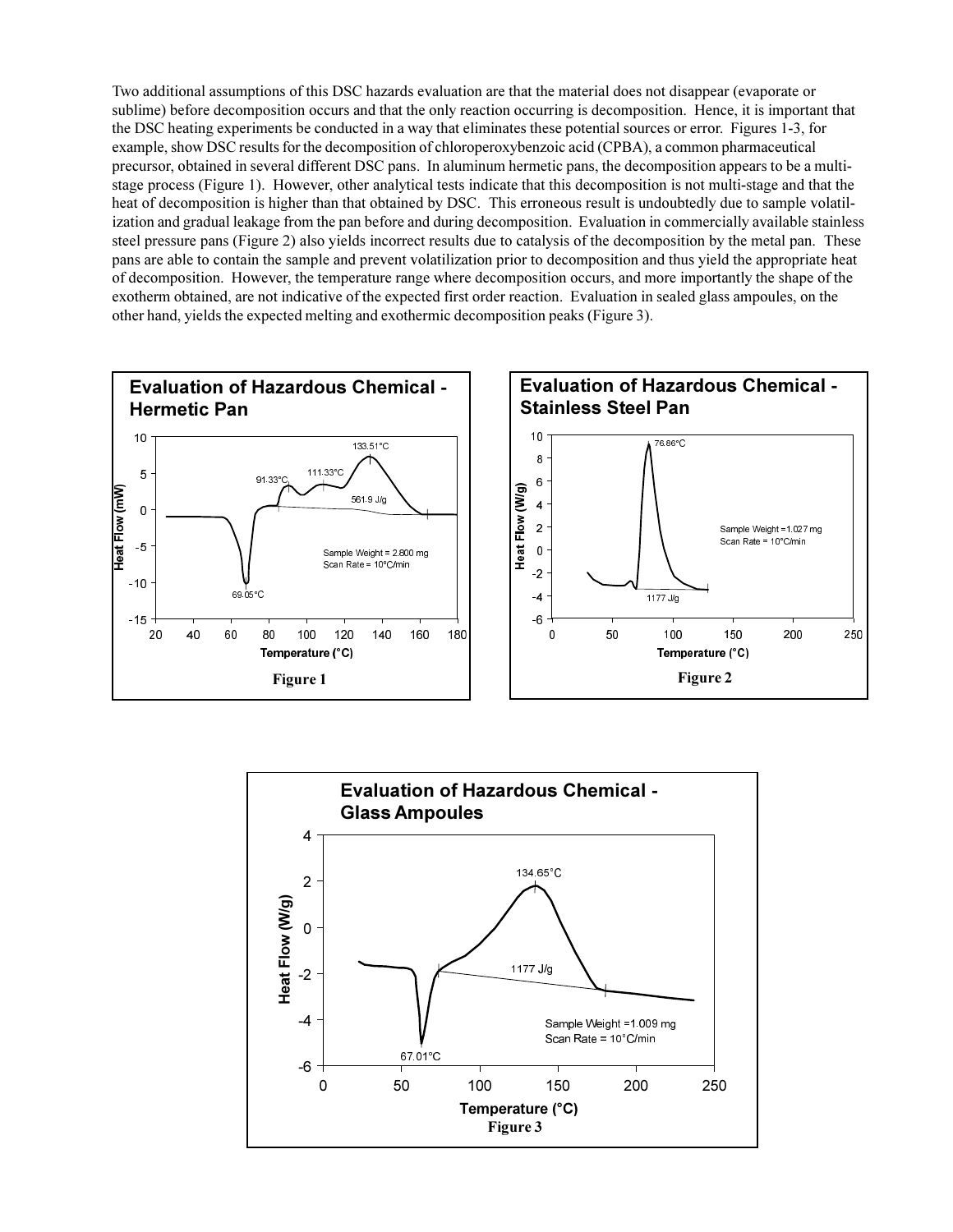Two additional assumptions of this DSC hazards evaluation are that the material does not disappear (evaporate or sublime) before decomposition occurs and that the only reaction occurring is decomposition. Hence, it is important that the DSC heating experiments be conducted in a way that eliminates these potential sources or error. Figures 1-3, for example, show DSC results for the decomposition of chloroperoxybenzoic acid (CPBA), a common pharmaceutical precursor, obtained in several different DSC pans. In aluminum hermetic pans, the decomposition appears to be a multi-stage process (Figure 1). However, other analytical tests indicate that this decomposition is not multi-stage and that the heat of decomposition is higher than that obtained by DSC. This erroneous result is undoubtedly due to sample volatilization and gradual leakage from the pan before and during decomposition. Evaluation in commercially available stainless steel pressure pans (Figure 2) also yields incorrect results due to catalysis of the decomposition by the metal pan. These pans are able to contain the sample and prevent volatilization prior to decomposition and thus yield the appropriate heat of decomposition. However, the temperature range where decomposition occurs, and more importantly the shape of the exotherm obtained, are not indicative of the expected first order reaction. Evaluation in sealed glass ampoules, on the other hand, yields the expected melting and exothermic decomposition peaks (Figure 3).

**Evaluation of Hazardous Chemical - Hermetic Pan**

Figure 1

**Evaluation of Hazardous Chemical - Stainless Steel Pan**

Figure 2

**Evaluation of Hazardous Chemical - Glass Ampoules**

Figure 3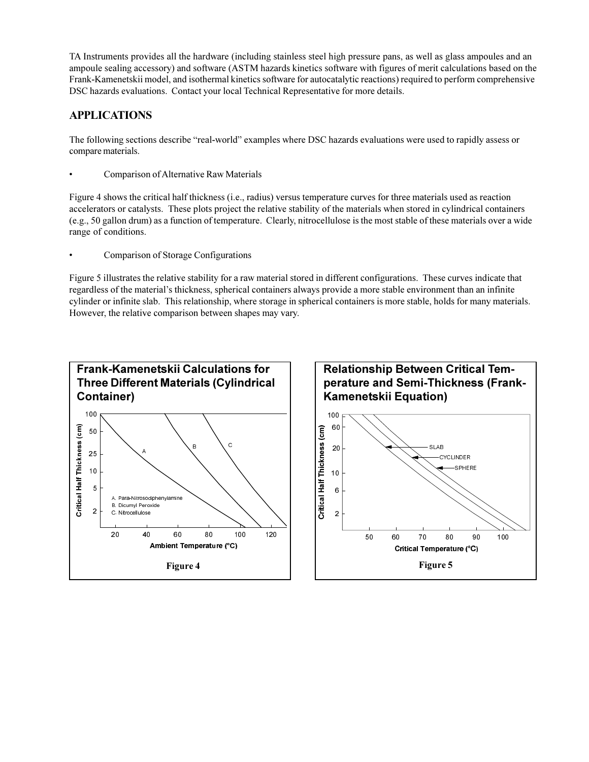TA Instruments provides all the hardware (including stainless steel high pressure pans, as well as glass ampoules and an ampoule sealing accessory) and software (ASTM hazards kinetics software with figures of merit calculations based on the Frank-Kamenetskii model, and isothermal kinetics software for autocatalytic reactions) required to perform comprehensive DSC hazards evaluations. Contact your local Technical Representative for more details.

## APPLICATIONS

The following sections describe "real-world" examples where DSC hazards evaluations were used to rapidly assess or compare materials.

- Comparison of Alternative Raw Materials

Figure 4 shows the critical half thickness (i.e., radius) versus temperature curves for three materials used as reaction accelerators or catalysts. These plots project the relative stability of the materials when stored in cylindrical containers (e.g., 50 gallon drum) as a function of temperature. Clearly, nitrocellulose is the most stable of these materials over a wide range of conditions.

- Comparison of Storage Configurations

Figure 5 illustrates the relative stability for a raw material stored in different configurations. These curves indicate that regardless of the material's thickness, spherical containers always provide a more stable environment than an infinite cylinder or infinite slab. This relationship, where storage in spherical containers is more stable, holds for many materials. However, the relative comparison between shapes may vary.

**Frank-Kamenetskii Calculations for Three Different Materials (Cylindrical Container)**

A. Para-Nitrosodiphenylamine
B. Dicumyl Peroxide
C. Nitrocellulose

Figure 4

**Relationship Between Critical Temperature and Semi-Thickness (Frank-Kamenetskii Equation)**

Figure 5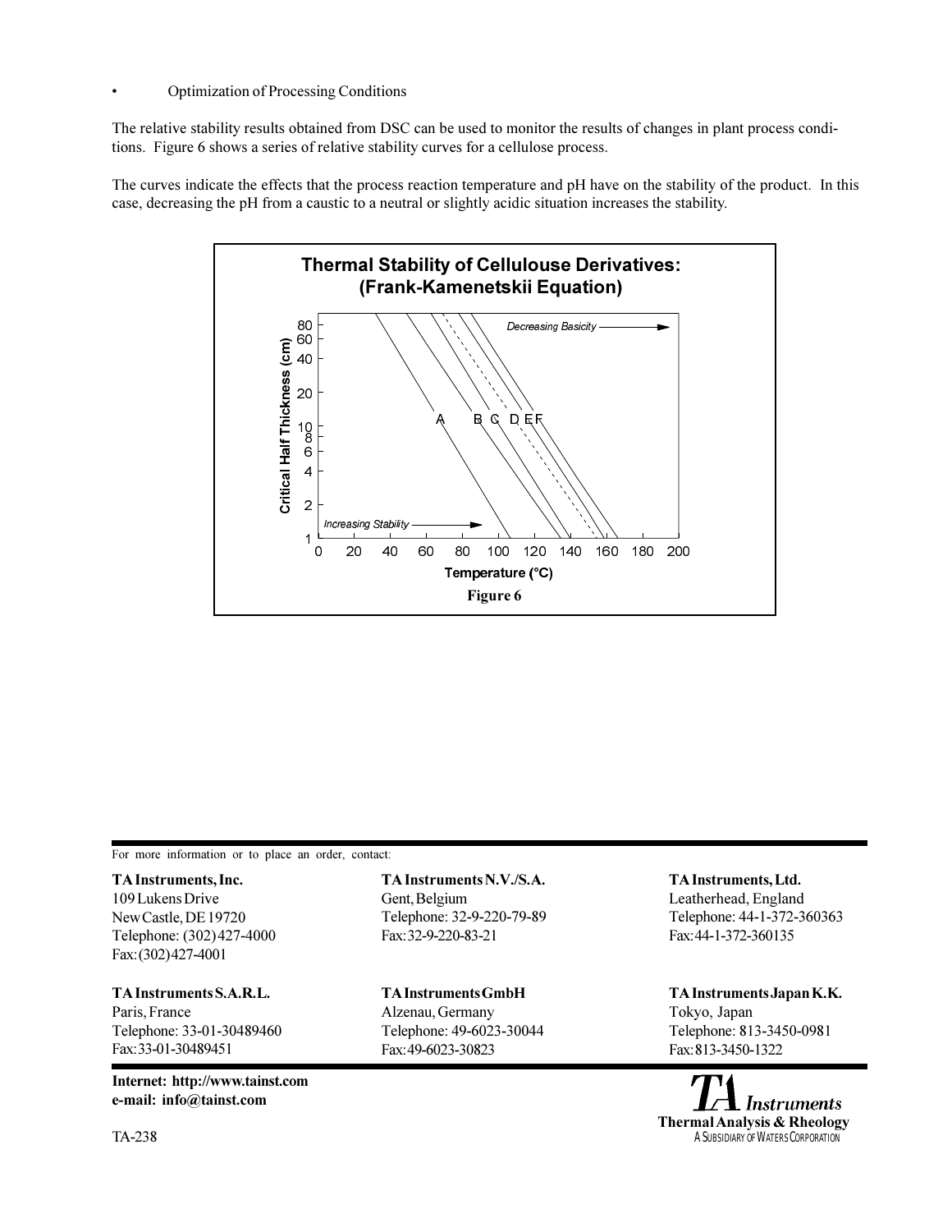- Optimization of Processing Conditions

The relative stability results obtained from DSC can be used to monitor the results of changes in plant process conditions. Figure 6 shows a series of relative stability curves for a cellulose process.

The curves indicate the effects that the process reaction temperature and pH have on the stability of the product. In this case, decreasing the pH from a caustic to a neutral or slightly acidic situation increases the stability.

**Thermal Stability of Cellulouse Derivatives: (Frank-Kamenetskii Equation)**

Critical Half Thickness (cm)

80
60
40
20
10
8
6
4
2
1

Decreasing Basicity

A B C D E F

Increasing Stability

0 20 40 60 80 100 120 140 160 180 200

Temperature (°C)

**Figure 6**

For more information or to place an order, contact:

**TA Instruments, Inc.**
109 Lukens Drive
New Castle, DE 19720
Telephone: (302) 427-4000
Fax: (302) 427-4001

**TA Instruments N.V./S.A.**
Gent, Belgium
Telephone: 32-9-220-79-89
Fax: 32-9-220-83-21

**TA Instruments, Ltd.**
Leatherhead, England
Telephone: 44-1-372-360363
Fax: 44-1-372-360135

**TA Instruments S.A.R.L.**
Paris, France
Telephone: 33-01-30489460
Fax: 33-01-30489451

**TA Instruments GmbH**
Alzenau, Germany
Telephone: 49-6023-30044
Fax: 49-6023-30823

**TA Instruments Japan K.K.**
Tokyo, Japan
Telephone: 813-3450-0981
Fax: 813-3450-1322

**Internet: http://www.tainst.com**
**e-mail: info@tainst.com**

TA Instruments
**Thermal Analysis & Rheology**
A SUBSIDIARY OF WATERS CORPORATION

TA-238